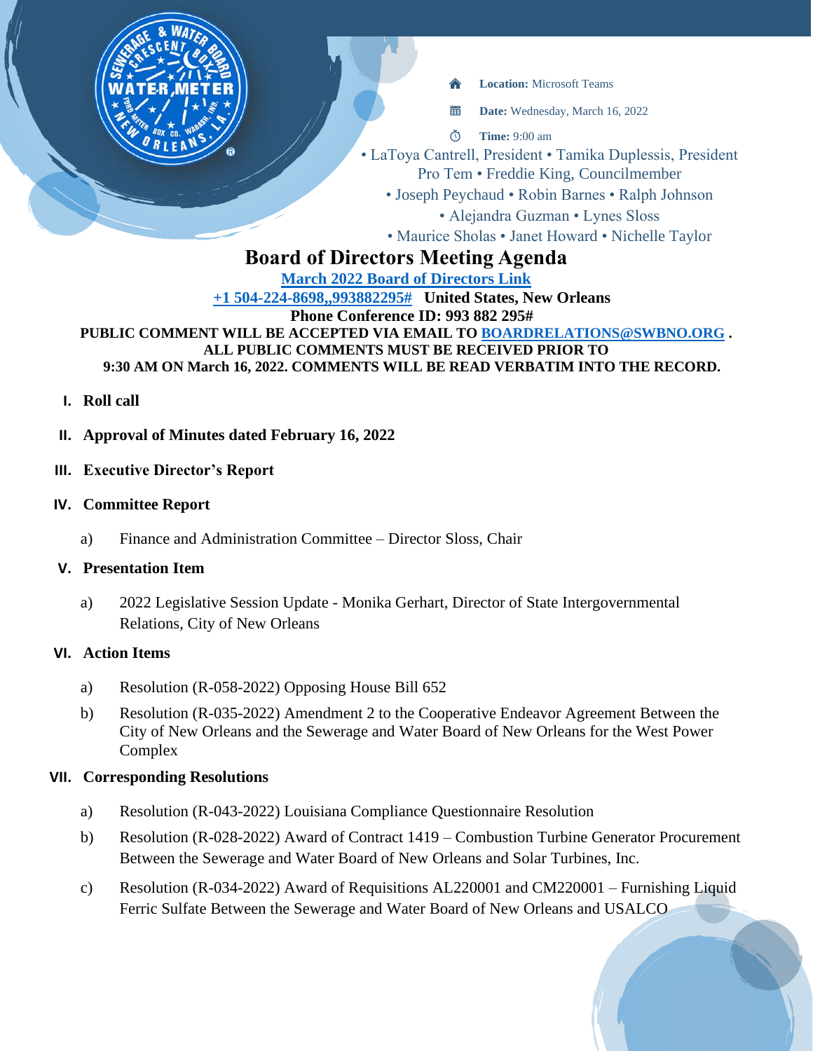**Location:** Microsoft Teams

**Date:** Wednesday, March 16, 2022

**Time:** 9:00 am

• LaToya Cantrell, President • Tamika Duplessis, President Pro Tem • Freddie King, Councilmember
• Joseph Peychaud • Robin Barnes • Ralph Johnson
• Alejandra Guzman • Lynes Sloss
• Maurice Sholas • Janet Howard • Nichelle Taylor

# Board of Directors Meeting Agenda

**March 2022 Board of Directors Link**

**+1 504-224-8698,,993882295# United States, New Orleans**

**Phone Conference ID: 993 882 295#**

**PUBLIC COMMENT WILL BE ACCEPTED VIA EMAIL TO BOARDRELATIONS@SWBNO.ORG . ALL PUBLIC COMMENTS MUST BE RECEIVED PRIOR TO 9:30 AM ON March 16, 2022. COMMENTS WILL BE READ VERBATIM INTO THE RECORD.**

**I. Roll call**

**II. Approval of Minutes dated February 16, 2022**

**III. Executive Director's Report**

**IV. Committee Report**

a) Finance and Administration Committee – Director Sloss, Chair

**V. Presentation Item**

a) 2022 Legislative Session Update - Monika Gerhart, Director of State Intergovernmental Relations, City of New Orleans

**VI. Action Items**

a) Resolution (R-058-2022) Opposing House Bill 652

b) Resolution (R-035-2022) Amendment 2 to the Cooperative Endeavor Agreement Between the City of New Orleans and the Sewerage and Water Board of New Orleans for the West Power Complex

**VII. Corresponding Resolutions**

a) Resolution (R-043-2022) Louisiana Compliance Questionnaire Resolution

b) Resolution (R-028-2022) Award of Contract 1419 – Combustion Turbine Generator Procurement Between the Sewerage and Water Board of New Orleans and Solar Turbines, Inc.

c) Resolution (R-034-2022) Award of Requisitions AL220001 and CM220001 – Furnishing Liquid Ferric Sulfate Between the Sewerage and Water Board of New Orleans and USALCO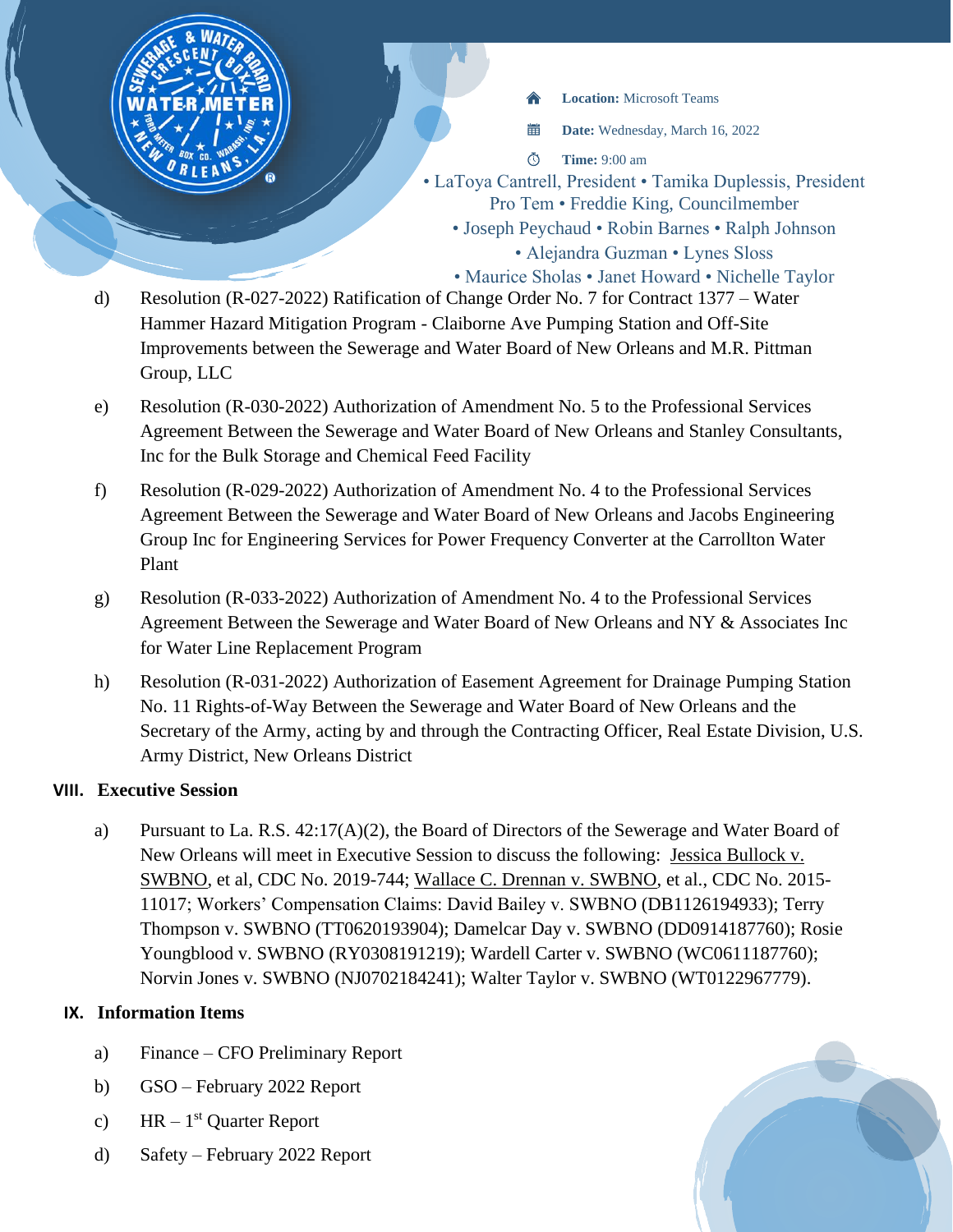**Location:** Microsoft Teams

**Date:** Wednesday, March 16, 2022

**Time:** 9:00 am

• LaToya Cantrell, President • Tamika Duplessis, President Pro Tem • Freddie King, Councilmember • Joseph Peychaud • Robin Barnes • Ralph Johnson • Alejandra Guzman • Lynes Sloss • Maurice Sholas • Janet Howard • Nichelle Taylor

d) Resolution (R-027-2022) Ratification of Change Order No. 7 for Contract 1377 – Water Hammer Hazard Mitigation Program - Claiborne Ave Pumping Station and Off-Site Improvements between the Sewerage and Water Board of New Orleans and M.R. Pittman Group, LLC

e) Resolution (R-030-2022) Authorization of Amendment No. 5 to the Professional Services Agreement Between the Sewerage and Water Board of New Orleans and Stanley Consultants, Inc for the Bulk Storage and Chemical Feed Facility

f) Resolution (R-029-2022) Authorization of Amendment No. 4 to the Professional Services Agreement Between the Sewerage and Water Board of New Orleans and Jacobs Engineering Group Inc for Engineering Services for Power Frequency Converter at the Carrollton Water Plant

g) Resolution (R-033-2022) Authorization of Amendment No. 4 to the Professional Services Agreement Between the Sewerage and Water Board of New Orleans and NY & Associates Inc for Water Line Replacement Program

h) Resolution (R-031-2022) Authorization of Easement Agreement for Drainage Pumping Station No. 11 Rights-of-Way Between the Sewerage and Water Board of New Orleans and the Secretary of the Army, acting by and through the Contracting Officer, Real Estate Division, U.S. Army District, New Orleans District

## VIII. Executive Session

a) Pursuant to La. R.S. 42:17(A)(2), the Board of Directors of the Sewerage and Water Board of New Orleans will meet in Executive Session to discuss the following: Jessica Bullock v. SWBNO, et al, CDC No. 2019-744; Wallace C. Drennan v. SWBNO, et al., CDC No. 2015-11017; Workers' Compensation Claims: David Bailey v. SWBNO (DB1126194933); Terry Thompson v. SWBNO (TT0620193904); Damelcar Day v. SWBNO (DD0914187760); Rosie Youngblood v. SWBNO (RY0308191219); Wardell Carter v. SWBNO (WC0611187760); Norvin Jones v. SWBNO (NJ0702184241); Walter Taylor v. SWBNO (WT0122967779).

## IX. Information Items

a) Finance – CFO Preliminary Report

b) GSO – February 2022 Report

c) HR – 1st Quarter Report

d) Safety – February 2022 Report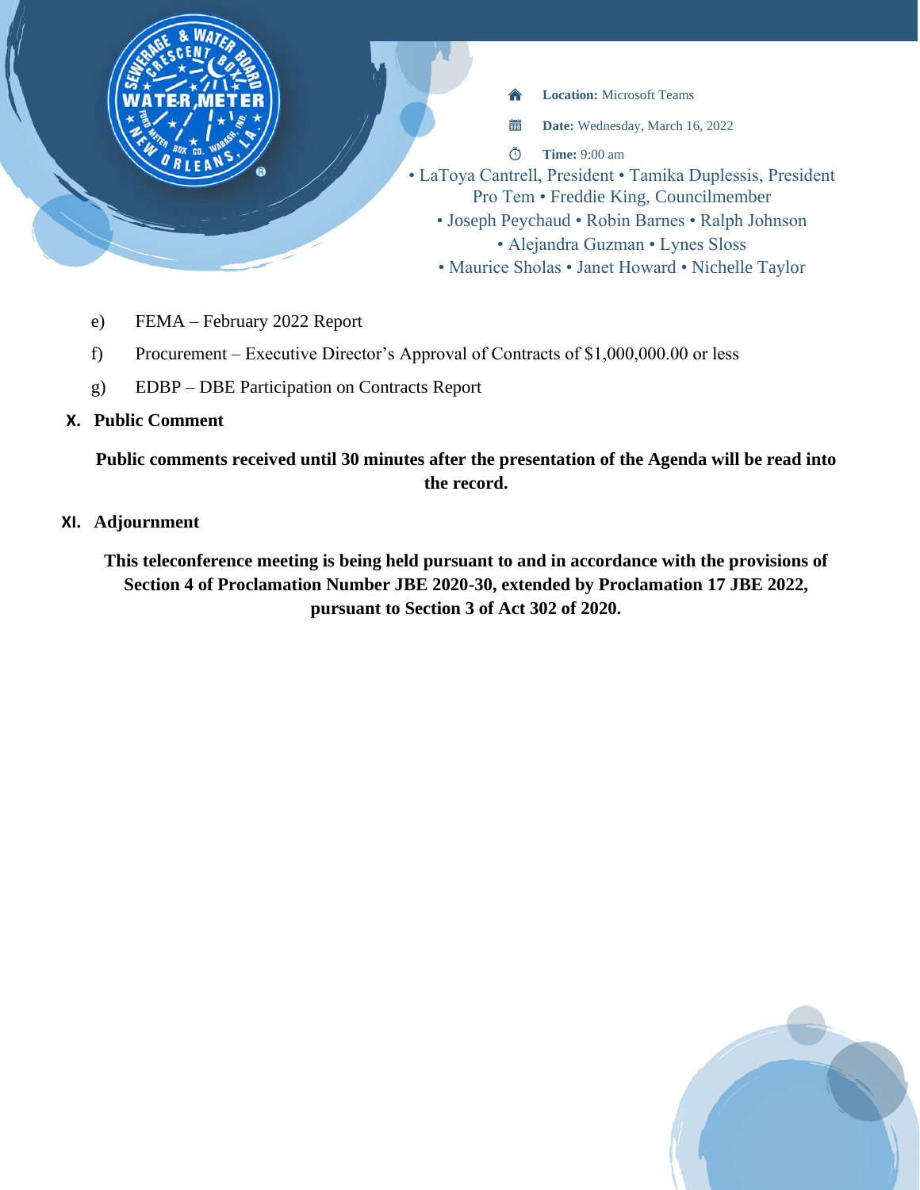**Location:** Microsoft Teams

**Date:** Wednesday, March 16, 2022

**Time:** 9:00 am

• LaToya Cantrell, President • Tamika Duplessis, President Pro Tem • Freddie King, Councilmember • Joseph Peychaud • Robin Barnes • Ralph Johnson • Alejandra Guzman • Lynes Sloss • Maurice Sholas • Janet Howard • Nichelle Taylor

e) FEMA – February 2022 Report

f) Procurement – Executive Director's Approval of Contracts of $1,000,000.00 or less

g) EDBP – DBE Participation on Contracts Report

## X. Public Comment

**Public comments received until 30 minutes after the presentation of the Agenda will be read into the record.**

## XI. Adjournment

**This teleconference meeting is being held pursuant to and in accordance with the provisions of Section 4 of Proclamation Number JBE 2020-30, extended by Proclamation 17 JBE 2022, pursuant to Section 3 of Act 302 of 2020.**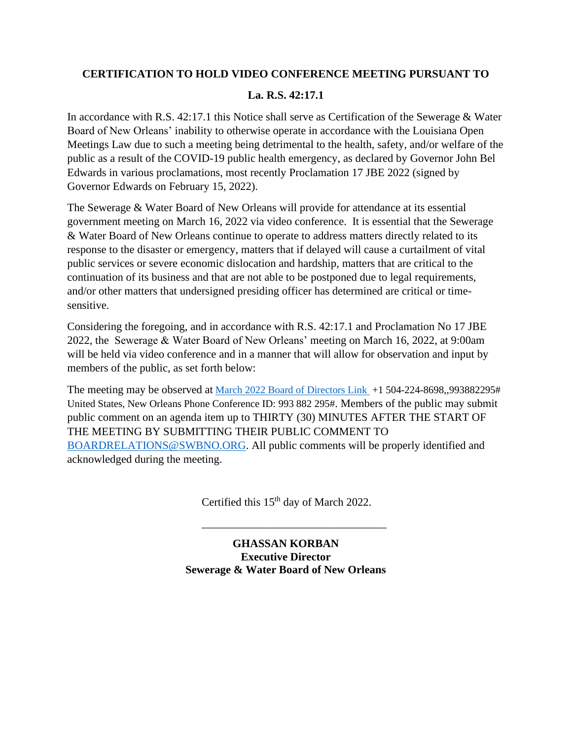**CERTIFICATION TO HOLD VIDEO CONFERENCE MEETING PURSUANT TO**

**La. R.S. 42:17.1**

In accordance with R.S. 42:17.1 this Notice shall serve as Certification of the Sewerage & Water Board of New Orleans' inability to otherwise operate in accordance with the Louisiana Open Meetings Law due to such a meeting being detrimental to the health, safety, and/or welfare of the public as a result of the COVID-19 public health emergency, as declared by Governor John Bel Edwards in various proclamations, most recently Proclamation 17 JBE 2022 (signed by Governor Edwards on February 15, 2022).

The Sewerage & Water Board of New Orleans will provide for attendance at its essential government meeting on March 16, 2022 via video conference. It is essential that the Sewerage & Water Board of New Orleans continue to operate to address matters directly related to its response to the disaster or emergency, matters that if delayed will cause a curtailment of vital public services or severe economic dislocation and hardship, matters that are critical to the continuation of its business and that are not able to be postponed due to legal requirements, and/or other matters that undersigned presiding officer has determined are critical or time-sensitive.

Considering the foregoing, and in accordance with R.S. 42:17.1 and Proclamation No 17 JBE 2022, the Sewerage & Water Board of New Orleans' meeting on March 16, 2022, at 9:00am will be held via video conference and in a manner that will allow for observation and input by members of the public, as set forth below:

The meeting may be observed at March 2022 Board of Directors Link +1 504-224-8698,,993882295# United States, New Orleans Phone Conference ID: 993 882 295#. Members of the public may submit public comment on an agenda item up to THIRTY (30) MINUTES AFTER THE START OF THE MEETING BY SUBMITTING THEIR PUBLIC COMMENT TO BOARDRELATIONS@SWBNO.ORG. All public comments will be properly identified and acknowledged during the meeting.

Certified this 15th day of March 2022.

\_\_\_\_\_\_\_\_\_\_\_\_\_\_\_\_\_\_\_\_\_\_\_\_\_\_\_\_\_\_\_\_\_\_

**GHASSAN KORBAN**
**Executive Director**
**Sewerage & Water Board of New Orleans**